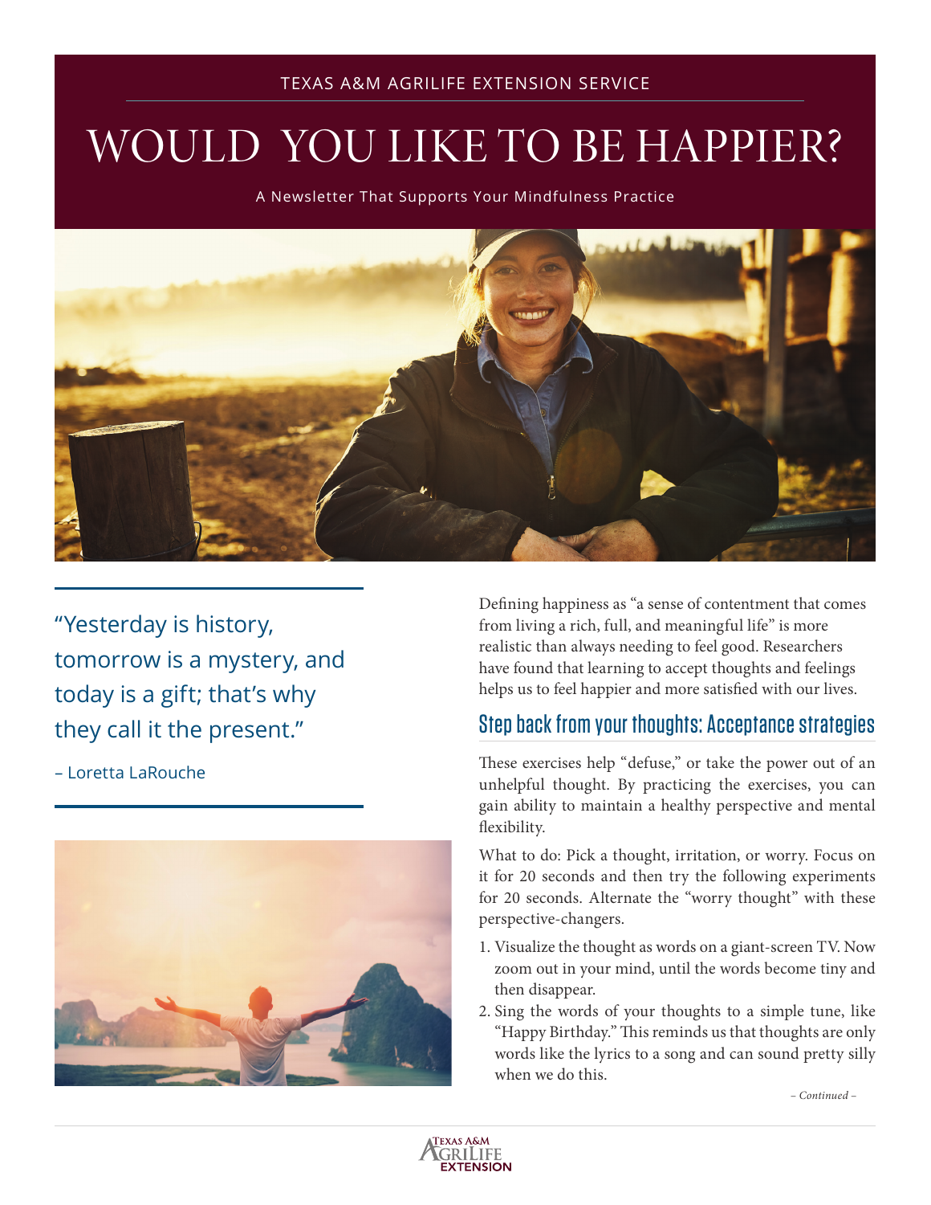TEXAS A&M AGRILIFE EXTENSION SERVICE

# WOULD YOU LIKE TO BE HAPPIER?

A Newsletter That Supports Your Mindfulness Practice

> "Yesterday is history, tomorrow is a mystery, and today is a gift; that's why they call it the present."
>
> – Loretta LaRouche

Defining happiness as "a sense of contentment that comes from living a rich, full, and meaningful life" is more realistic than always needing to feel good. Researchers have found that learning to accept thoughts and feelings helps us to feel happier and more satisfied with our lives.

## Step back from your thoughts: Acceptance strategies

These exercises help "defuse," or take the power out of an unhelpful thought. By practicing the exercises, you can gain ability to maintain a healthy perspective and mental flexibility.

What to do: Pick a thought, irritation, or worry. Focus on it for 20 seconds and then try the following experiments for 20 seconds. Alternate the "worry thought" with these perspective-changers.

1. Visualize the thought as words on a giant-screen TV. Now zoom out in your mind, until the words become tiny and then disappear.
2. Sing the words of your thoughts to a simple tune, like "Happy Birthday." This reminds us that thoughts are only words like the lyrics to a song and can sound pretty silly when we do this.

*– Continued –*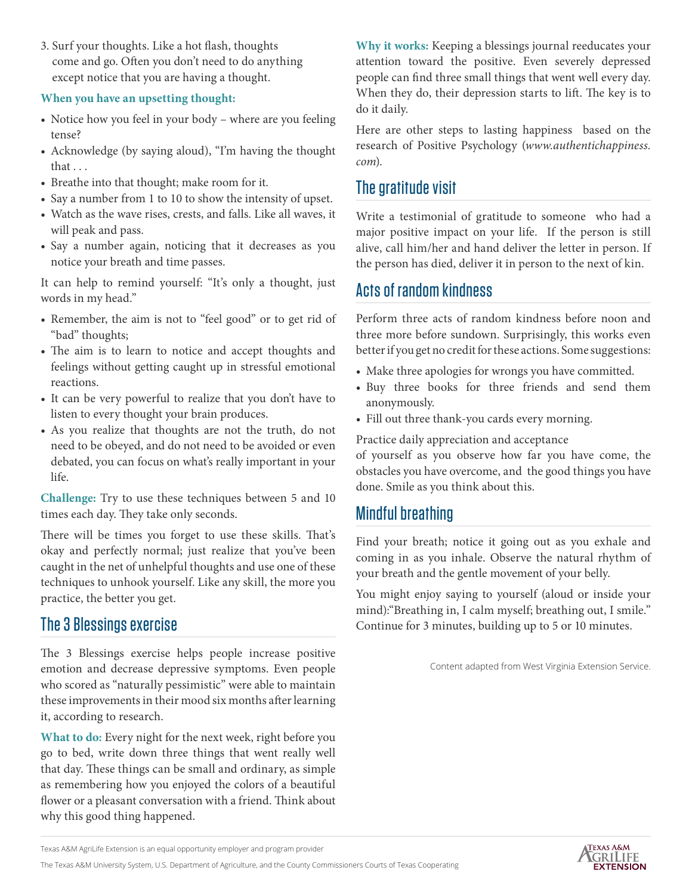3. Surf your thoughts. Like a hot flash, thoughts come and go. Often you don't need to do anything except notice that you are having a thought.

**When you have an upsetting thought:**

- Notice how you feel in your body – where are you feeling tense?
- Acknowledge (by saying aloud), "I'm having the thought that . . .
- Breathe into that thought; make room for it.
- Say a number from 1 to 10 to show the intensity of upset.
- Watch as the wave rises, crests, and falls. Like all waves, it will peak and pass.
- Say a number again, noticing that it decreases as you notice your breath and time passes.

It can help to remind yourself: "It's only a thought, just words in my head."

- Remember, the aim is not to "feel good" or to get rid of "bad" thoughts;
- The aim is to learn to notice and accept thoughts and feelings without getting caught up in stressful emotional reactions.
- It can be very powerful to realize that you don't have to listen to every thought your brain produces.
- As you realize that thoughts are not the truth, do not need to be obeyed, and do not need to be avoided or even debated, you can focus on what's really important in your life.

**Challenge:** Try to use these techniques between 5 and 10 times each day. They take only seconds.

There will be times you forget to use these skills. That's okay and perfectly normal; just realize that you've been caught in the net of unhelpful thoughts and use one of these techniques to unhook yourself. Like any skill, the more you practice, the better you get.

## The 3 Blessings exercise

The 3 Blessings exercise helps people increase positive emotion and decrease depressive symptoms. Even people who scored as "naturally pessimistic" were able to maintain these improvements in their mood six months after learning it, according to research.

**What to do:** Every night for the next week, right before you go to bed, write down three things that went really well that day. These things can be small and ordinary, as simple as remembering how you enjoyed the colors of a beautiful flower or a pleasant conversation with a friend. Think about why this good thing happened.

**Why it works:** Keeping a blessings journal reeducates your attention toward the positive. Even severely depressed people can find three small things that went well every day. When they do, their depression starts to lift. The key is to do it daily.

Here are other steps to lasting happiness based on the research of Positive Psychology (*www.authentichappiness.com*).

## The gratitude visit

Write a testimonial of gratitude to someone who had a major positive impact on your life. If the person is still alive, call him/her and hand deliver the letter in person. If the person has died, deliver it in person to the next of kin.

## Acts of random kindness

Perform three acts of random kindness before noon and three more before sundown. Surprisingly, this works even better if you get no credit for these actions. Some suggestions:

- Make three apologies for wrongs you have committed.
- Buy three books for three friends and send them anonymously.
- Fill out three thank-you cards every morning.

Practice daily appreciation and acceptance of yourself as you observe how far you have come, the obstacles you have overcome, and the good things you have done. Smile as you think about this.

## Mindful breathing

Find your breath; notice it going out as you exhale and coming in as you inhale. Observe the natural rhythm of your breath and the gentle movement of your belly.

You might enjoy saying to yourself (aloud or inside your mind):"Breathing in, I calm myself; breathing out, I smile." Continue for 3 minutes, building up to 5 or 10 minutes.

Content adapted from West Virginia Extension Service.

Texas A&M AgriLife Extension is an equal opportunity employer and program provider

The Texas A&M University System, U.S. Department of Agriculture, and the County Commissioners Courts of Texas Cooperating